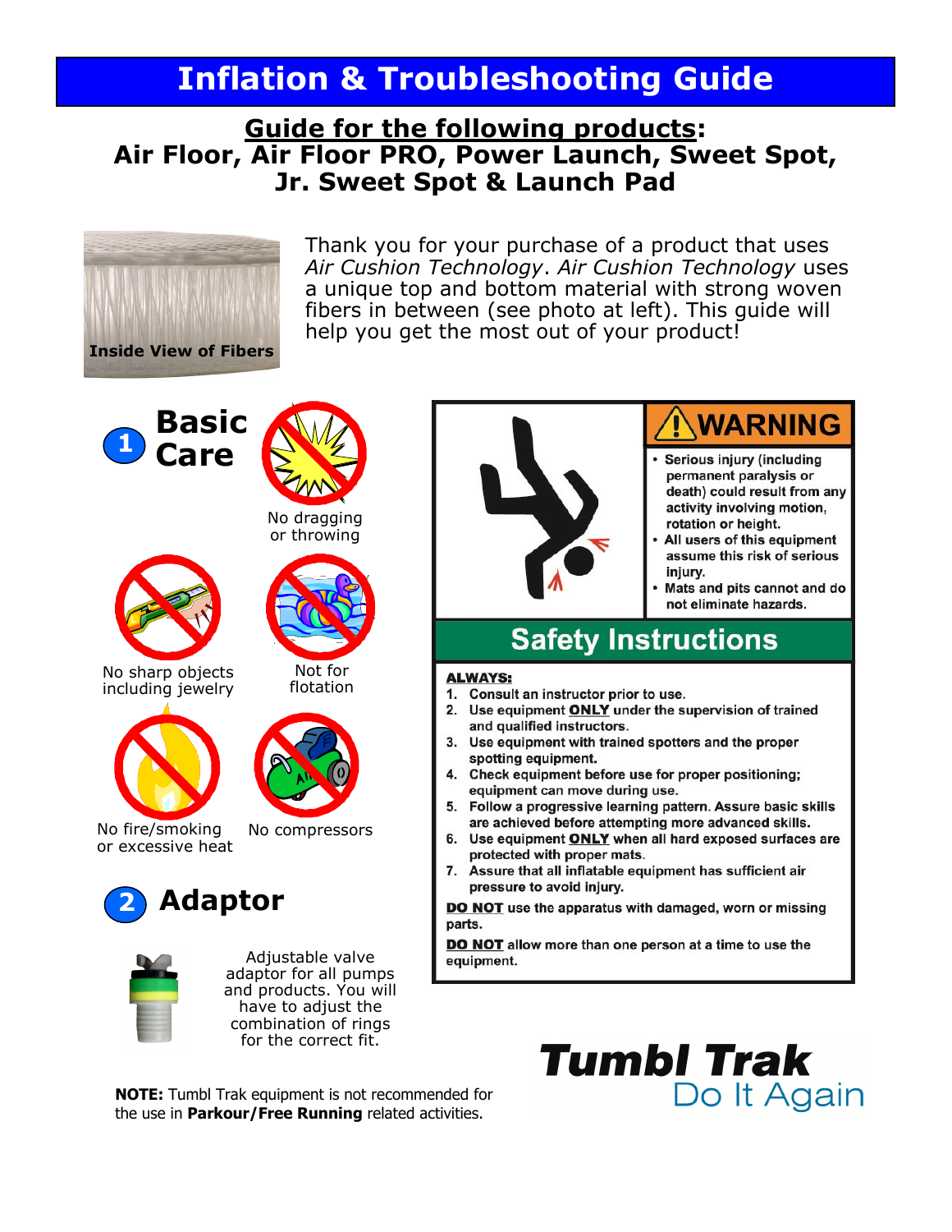# Inflation & Troubleshooting Guide

## Guide for the following products:
## Air Floor, Air Floor PRO, Power Launch, Sweet Spot, Jr. Sweet Spot & Launch Pad

Inside View of Fibers

Thank you for your purchase of a product that uses *Air Cushion Technology*. *Air Cushion Technology* uses a unique top and bottom material with strong woven fibers in between (see photo at left). This guide will help you get the most out of your product!

## 1 Basic Care

- No dragging or throwing
- No sharp objects including jewelry
- Not for flotation
- No fire/smoking or excessive heat
- No compressors

## 2 Adaptor

Adjustable valve adaptor for all pumps and products. You will have to adjust the combination of rings for the correct fit.

**NOTE:** Tumbl Trak equipment is not recommended for the use in **Parkour/Free Running** related activities.

## ⚠WARNING

- Serious injury (including permanent paralysis or death) could result from any activity involving motion, rotation or height.
- All users of this equipment assume this risk of serious injury.
- Mats and pits cannot and do not eliminate hazards.

## Safety Instructions

**ALWAYS:**

1. Consult an instructor prior to use.
2. Use equipment **ONLY** under the supervision of trained and qualified instructors.
3. Use equipment with trained spotters and the proper spotting equipment.
4. Check equipment before use for proper positioning; equipment can move during use.
5. Follow a progressive learning pattern. Assure basic skills are achieved before attempting more advanced skills.
6. Use equipment **ONLY** when all hard exposed surfaces are protected with proper mats.
7. Assure that all inflatable equipment has sufficient air pressure to avoid injury.

**DO NOT** use the apparatus with damaged, worn or missing parts.

**DO NOT** allow more than one person at a time to use the equipment.

**Tumbl Trak**
Do It Again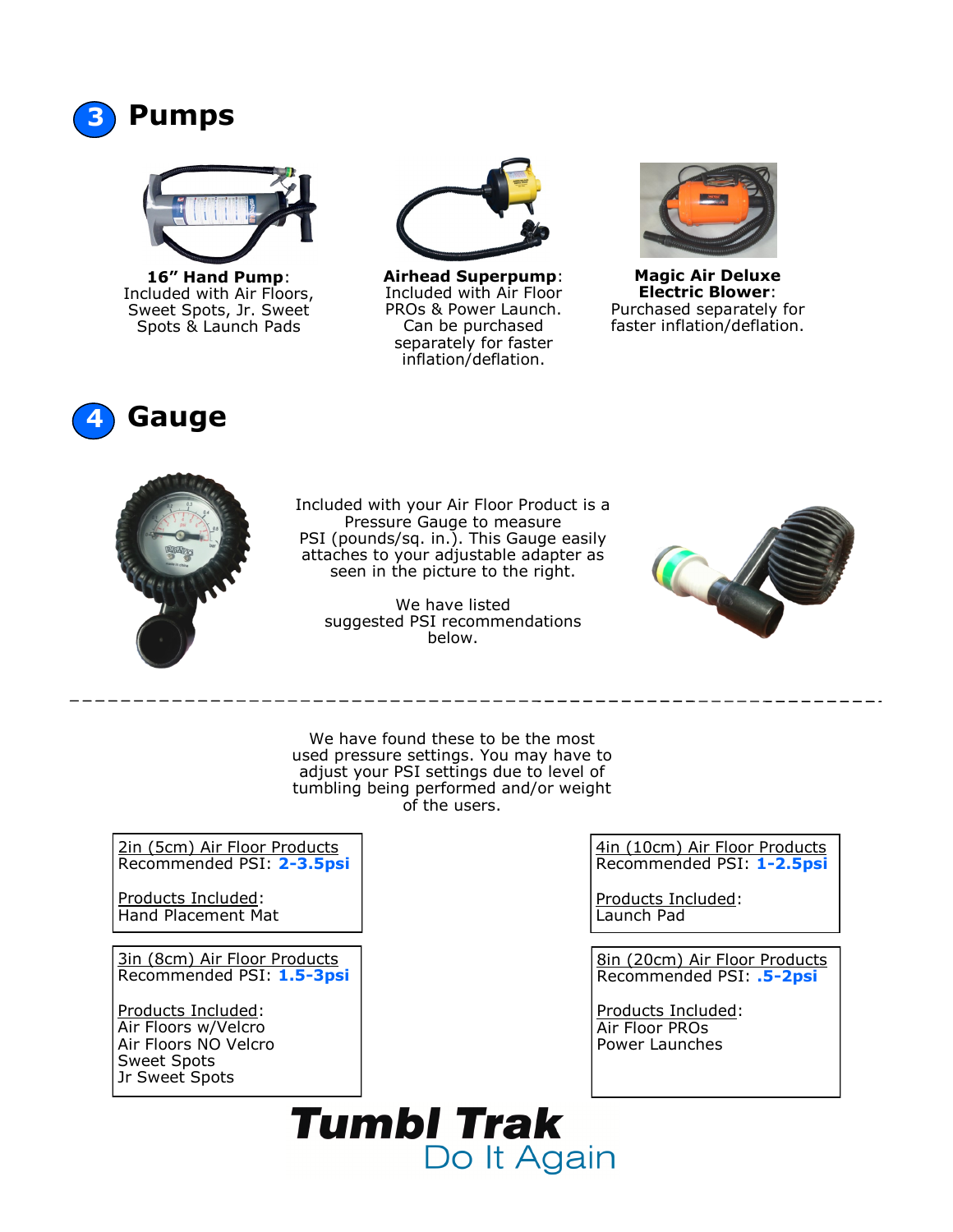## 3 Pumps

**16" Hand Pump**: Included with Air Floors, Sweet Spots, Jr. Sweet Spots & Launch Pads

**Airhead Superpump**: Included with Air Floor PROs & Power Launch. Can be purchased separately for faster inflation/deflation.

**Magic Air Deluxe Electric Blower**: Purchased separately for faster inflation/deflation.

## 4 Gauge

Included with your Air Floor Product is a Pressure Gauge to measure PSI (pounds/sq. in.). This Gauge easily attaches to your adjustable adapter as seen in the picture to the right.

We have listed suggested PSI recommendations below.

---

We have found these to be the most used pressure settings. You may have to adjust your PSI settings due to level of tumbling being performed and/or weight of the users.

2in (5cm) Air Floor Products
Recommended PSI: **2-3.5psi**

Products Included:
Hand Placement Mat

4in (10cm) Air Floor Products
Recommended PSI: **1-2.5psi**

Products Included:
Launch Pad

3in (8cm) Air Floor Products
Recommended PSI: **1.5-3psi**

Products Included:
Air Floors w/Velcro
Air Floors NO Velcro
Sweet Spots
Jr Sweet Spots

8in (20cm) Air Floor Products
Recommended PSI: **.5-2psi**

Products Included:
Air Floor PROs
Power Launches

**Tumbl Trak**
Do It Again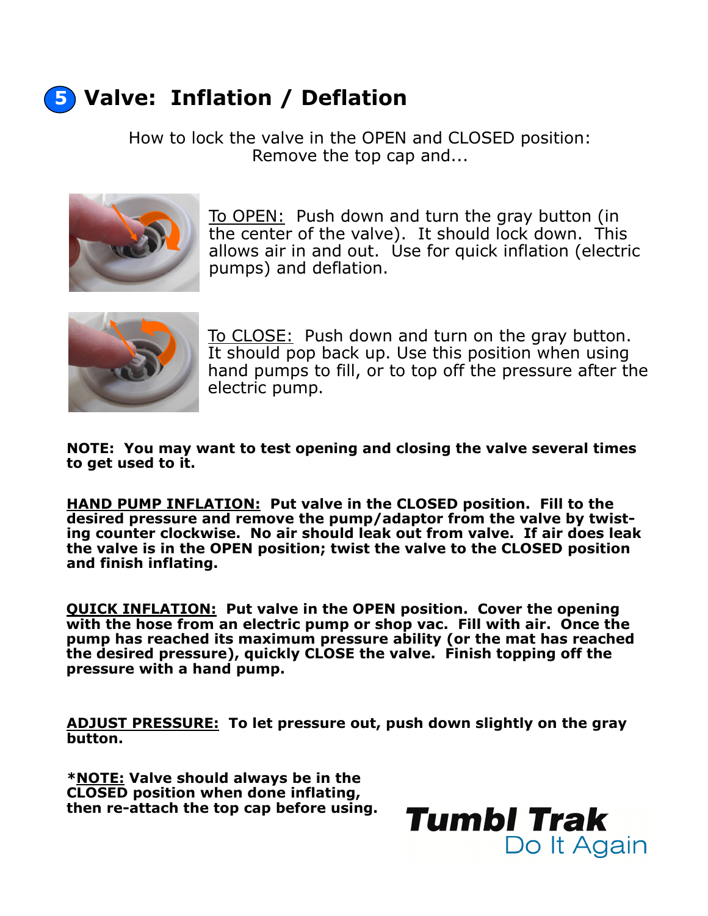## 5 Valve: Inflation / Deflation

How to lock the valve in the OPEN and CLOSED position:
Remove the top cap and...

To OPEN: Push down and turn the gray button (in the center of the valve). It should lock down. This allows air in and out. Use for quick inflation (electric pumps) and deflation.

To CLOSE: Push down and turn on the gray button. It should pop back up. Use this position when using hand pumps to fill, or to top off the pressure after the electric pump.

**NOTE: You may want to test opening and closing the valve several times to get used to it.**

**HAND PUMP INFLATION: Put valve in the CLOSED position. Fill to the desired pressure and remove the pump/adaptor from the valve by twisting counter clockwise. No air should leak out from valve. If air does leak the valve is in the OPEN position; twist the valve to the CLOSED position and finish inflating.**

**QUICK INFLATION: Put valve in the OPEN position. Cover the opening with the hose from an electric pump or shop vac. Fill with air. Once the pump has reached its maximum pressure ability (or the mat has reached the desired pressure), quickly CLOSE the valve. Finish topping off the pressure with a hand pump.**

**ADJUST PRESSURE: To let pressure out, push down slightly on the gray button.**

**\*NOTE: Valve should always be in the CLOSED position when done inflating, then re-attach the top cap before using.**

**Tumbl Trak**
Do It Again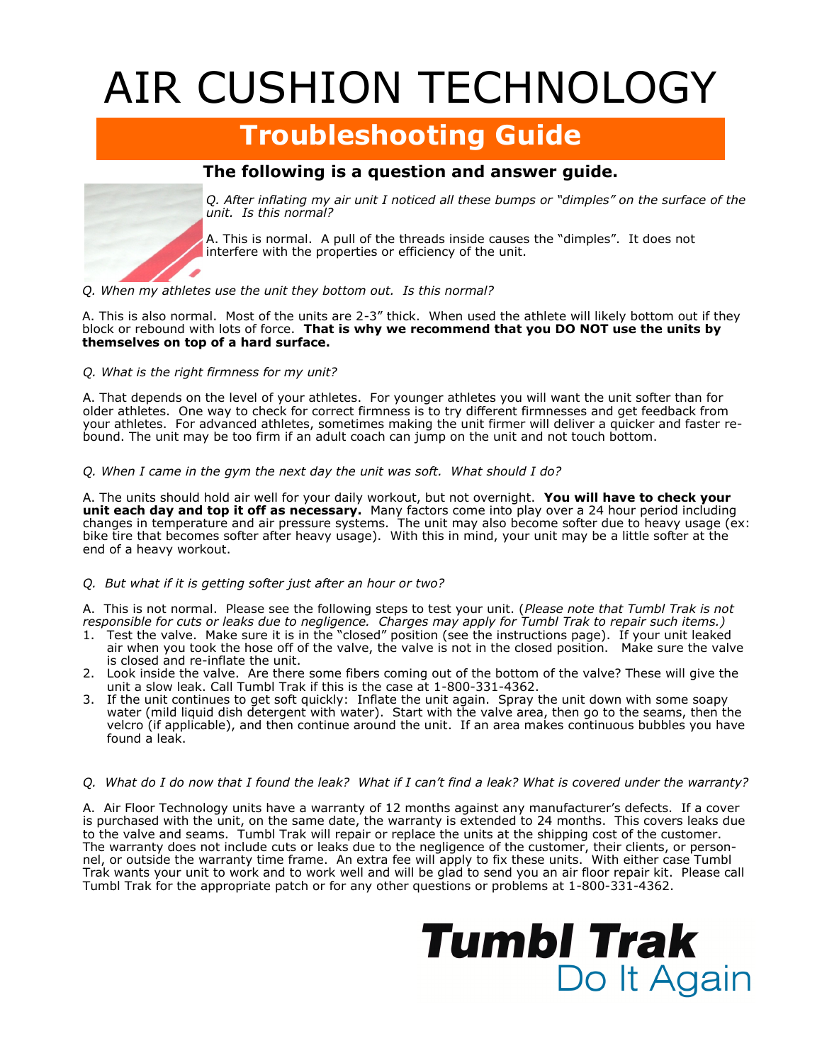# AIR CUSHION TECHNOLOGY

## Troubleshooting Guide

### The following is a question and answer guide.

*Q. After inflating my air unit I noticed all these bumps or "dimples" on the surface of the unit. Is this normal?*

A. This is normal. A pull of the threads inside causes the "dimples". It does not interfere with the properties or efficiency of the unit.

*Q. When my athletes use the unit they bottom out. Is this normal?*

A. This is also normal. Most of the units are 2-3" thick. When used the athlete will likely bottom out if they block or rebound with lots of force. **That is why we recommend that you DO NOT use the units by themselves on top of a hard surface.**

*Q. What is the right firmness for my unit?*

A. That depends on the level of your athletes. For younger athletes you will want the unit softer than for older athletes. One way to check for correct firmness is to try different firmnesses and get feedback from your athletes. For advanced athletes, sometimes making the unit firmer will deliver a quicker and faster re-bound. The unit may be too firm if an adult coach can jump on the unit and not touch bottom.

*Q. When I came in the gym the next day the unit was soft. What should I do?*

A. The units should hold air well for your daily workout, but not overnight. **You will have to check your unit each day and top it off as necessary.** Many factors come into play over a 24 hour period including changes in temperature and air pressure systems. The unit may also become softer due to heavy usage (ex: bike tire that becomes softer after heavy usage). With this in mind, your unit may be a little softer at the end of a heavy workout.

*Q. But what if it is getting softer just after an hour or two?*

A. This is not normal. Please see the following steps to test your unit. (*Please note that Tumbl Trak is not responsible for cuts or leaks due to negligence. Charges may apply for Tumbl Trak to repair such items.)*

1. Test the valve. Make sure it is in the "closed" position (see the instructions page). If your unit leaked air when you took the hose off of the valve, the valve is not in the closed position. Make sure the valve is closed and re-inflate the unit.
2. Look inside the valve. Are there some fibers coming out of the bottom of the valve? These will give the unit a slow leak. Call Tumbl Trak if this is the case at 1-800-331-4362.
3. If the unit continues to get soft quickly: Inflate the unit again. Spray the unit down with some soapy water (mild liquid dish detergent with water). Start with the valve area, then go to the seams, then the velcro (if applicable), and then continue around the unit. If an area makes continuous bubbles you have found a leak.

*Q. What do I do now that I found the leak? What if I can't find a leak? What is covered under the warranty?*

A. Air Floor Technology units have a warranty of 12 months against any manufacturer's defects. If a cover is purchased with the unit, on the same date, the warranty is extended to 24 months. This covers leaks due to the valve and seams. Tumbl Trak will repair or replace the units at the shipping cost of the customer. The warranty does not include cuts or leaks due to the negligence of the customer, their clients, or person-nel, or outside the warranty time frame. An extra fee will apply to fix these units. With either case Tumbl Trak wants your unit to work and to work well and will be glad to send you an air floor repair kit. Please call Tumbl Trak for the appropriate patch or for any other questions or problems at 1-800-331-4362.

**Tumbl Trak**
Do It Again